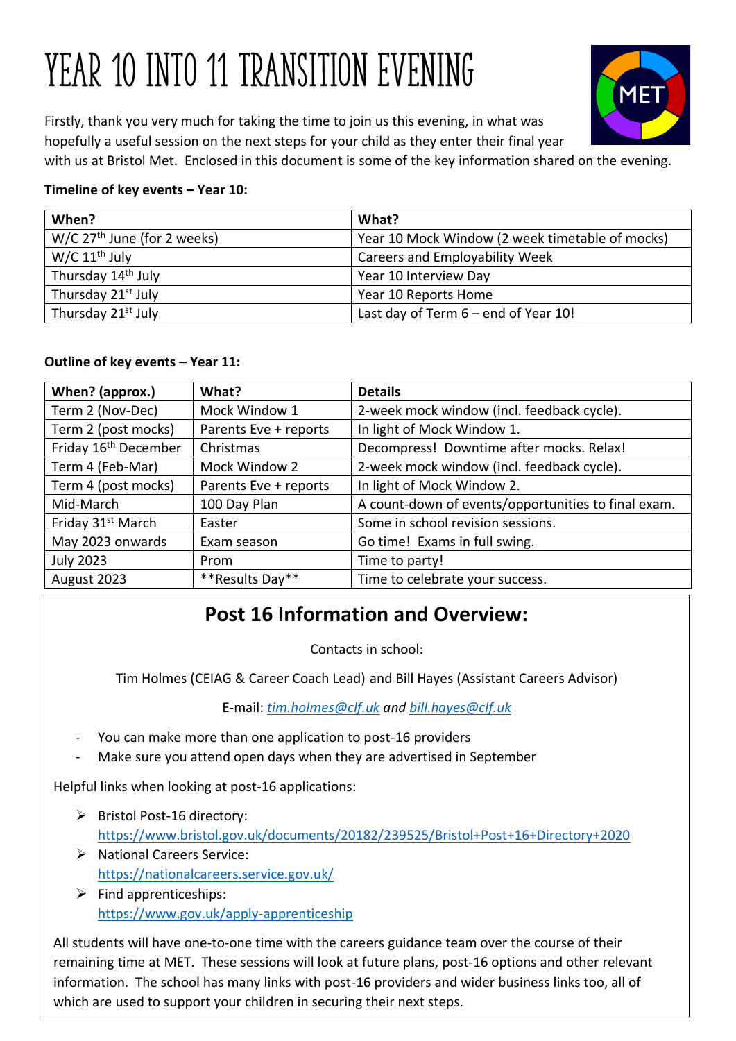# YEAR 10 INTO 11 TRANSITION EVENING

Firstly, thank you very much for taking the time to join us this evening, in what was hopefully a useful session on the next steps for your child as they enter their final year with us at Bristol Met. Enclosed in this document is some of the key information shared on the evening.

**Timeline of key events – Year 10:**

| When? | What? |
|---|---|
| W/C 27th June (for 2 weeks) | Year 10 Mock Window (2 week timetable of mocks) |
| W/C 11th July | Careers and Employability Week |
| Thursday 14th July | Year 10 Interview Day |
| Thursday 21st July | Year 10 Reports Home |
| Thursday 21st July | Last day of Term 6 – end of Year 10! |

**Outline of key events – Year 11:**

| When? (approx.) | What? | Details |
|---|---|---|
| Term 2 (Nov-Dec) | Mock Window 1 | 2-week mock window (incl. feedback cycle). |
| Term 2 (post mocks) | Parents Eve + reports | In light of Mock Window 1. |
| Friday 16th December | Christmas | Decompress! Downtime after mocks. Relax! |
| Term 4 (Feb-Mar) | Mock Window 2 | 2-week mock window (incl. feedback cycle). |
| Term 4 (post mocks) | Parents Eve + reports | In light of Mock Window 2. |
| Mid-March | 100 Day Plan | A count-down of events/opportunities to final exam. |
| Friday 31st March | Easter | Some in school revision sessions. |
| May 2023 onwards | Exam season | Go time! Exams in full swing. |
| July 2023 | Prom | Time to party! |
| August 2023 | **Results Day** | Time to celebrate your success. |

## Post 16 Information and Overview:

Contacts in school:

Tim Holmes (CEIAG & Career Coach Lead) and Bill Hayes (Assistant Careers Advisor)

E-mail: *tim.holmes@clf.uk and bill.hayes@clf.uk*

- You can make more than one application to post-16 providers
- Make sure you attend open days when they are advertised in September

Helpful links when looking at post-16 applications:

- Bristol Post-16 directory: https://www.bristol.gov.uk/documents/20182/239525/Bristol+Post+16+Directory+2020
- National Careers Service: https://nationalcareers.service.gov.uk/
- Find apprenticeships: https://www.gov.uk/apply-apprenticeship

All students will have one-to-one time with the careers guidance team over the course of their remaining time at MET. These sessions will look at future plans, post-16 options and other relevant information. The school has many links with post-16 providers and wider business links too, all of which are used to support your children in securing their next steps.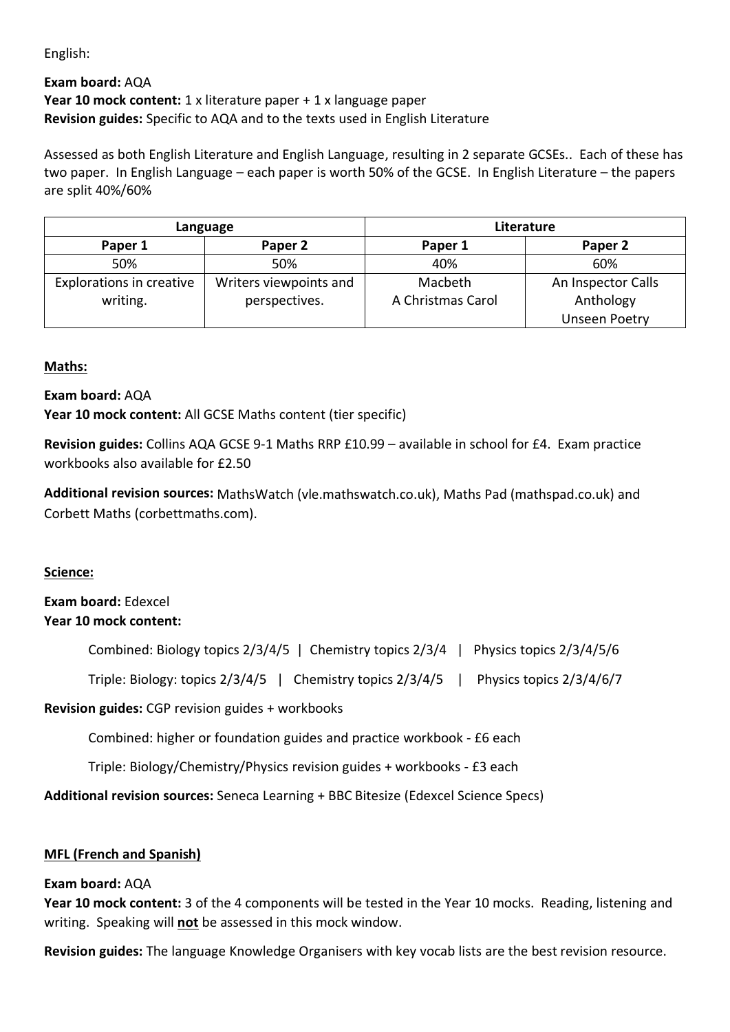English:

**Exam board:** AQA
**Year 10 mock content:** 1 x literature paper + 1 x language paper
**Revision guides:** Specific to AQA and to the texts used in English Literature

Assessed as both English Literature and English Language, resulting in 2 separate GCSEs.. Each of these has two paper. In English Language – each paper is worth 50% of the GCSE. In English Literature – the papers are split 40%/60%

| Language | | Literature | |
|---|---|---|---|
| **Paper 1** | **Paper 2** | **Paper 1** | **Paper 2** |
| 50% | 50% | 40% | 60% |
| Explorations in creative writing. | Writers viewpoints and perspectives. | Macbeth<br>A Christmas Carol | An Inspector Calls<br>Anthology<br>Unseen Poetry |

**Maths:**

**Exam board:** AQA
**Year 10 mock content:** All GCSE Maths content (tier specific)

**Revision guides:** Collins AQA GCSE 9-1 Maths RRP £10.99 – available in school for £4. Exam practice workbooks also available for £2.50

**Additional revision sources:** MathsWatch (vle.mathswatch.co.uk), Maths Pad (mathspad.co.uk) and Corbett Maths (corbettmaths.com).

**Science:**

**Exam board:** Edexcel
**Year 10 mock content:**

Combined: Biology topics 2/3/4/5 | Chemistry topics 2/3/4 | Physics topics 2/3/4/5/6

Triple: Biology: topics 2/3/4/5 | Chemistry topics 2/3/4/5 | Physics topics 2/3/4/6/7

**Revision guides:** CGP revision guides + workbooks

Combined: higher or foundation guides and practice workbook - £6 each

Triple: Biology/Chemistry/Physics revision guides + workbooks - £3 each

**Additional revision sources:** Seneca Learning + BBC Bitesize (Edexcel Science Specs)

**MFL (French and Spanish)**

**Exam board:** AQA
**Year 10 mock content:** 3 of the 4 components will be tested in the Year 10 mocks. Reading, listening and writing. Speaking will **not** be assessed in this mock window.

**Revision guides:** The language Knowledge Organisers with key vocab lists are the best revision resource.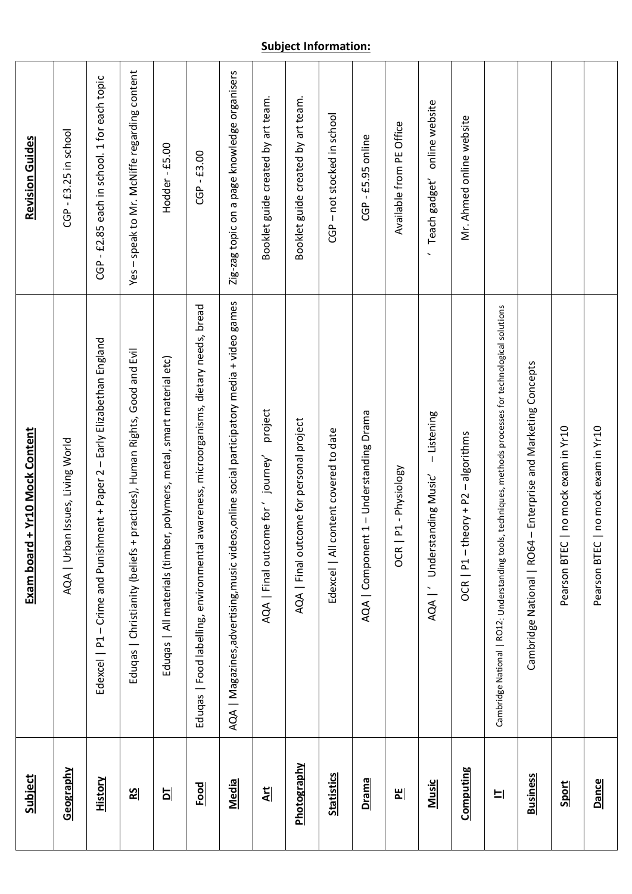## Subject Information:

| Subject | Exam board + Yr10 Mock Content | Revision Guides |
|---|---|---|
| **Geography** | AQA \| Urban Issues, Living World | CGP - £3.25 in school |
| **History** | Edexcel \| P1 – Crime and Punishment + Paper 2 – Early Elizabethan England | CGP - £2.85 each in school. 1 for each topic |
| **RS** | Eduqas \| Christianity (beliefs + practices), Human Rights, Good and Evil | Yes – speak to Mr. McNiffe regarding content |
| **DT** | Eduqas \| All materials (timber, polymers, metal, smart material etc) | Hodder - £5.00 |
| **Food** | Eduqas \| Food labelling, environmental awareness, microorganisms, dietary needs, bread | CGP - £3.00 |
| **Media** | AQA \| Magazines,advertising,music videos,online social participatory media + video games | Zig-zag topic on a page knowledge organisers |
| **Art** | AQA \| Final outcome for 'journey' project | Booklet guide created by art team. |
| **Photography** | AQA \| Final outcome for personal project | Booklet guide created by art team. |
| **Statistics** | Edexcel \| All content covered to date | CGP – not stocked in school |
| **Drama** | AQA \| Component 1 – Understanding Drama | CGP - £5.95 online |
| **PE** | OCR \| P1 - Physiology | Available from PE Office |
| **Music** | AQA \| 'Understanding Music' – Listening | 'Teach gadget' online website |
| **Computing** | OCR \| P1 – theory + P2 – algorithms | Mr. Ahmed online website |
| **IT** | Cambridge National \| RO12: Understanding tools, techniques, methods processes for technological solutions | |
| **Business** | Cambridge National \| RO64 – Enterprise and Marketing Concepts | |
| **Sport** | Pearson BTEC \| no mock exam in Yr10 | |
| **Dance** | Pearson BTEC \| no mock exam in Yr10 | |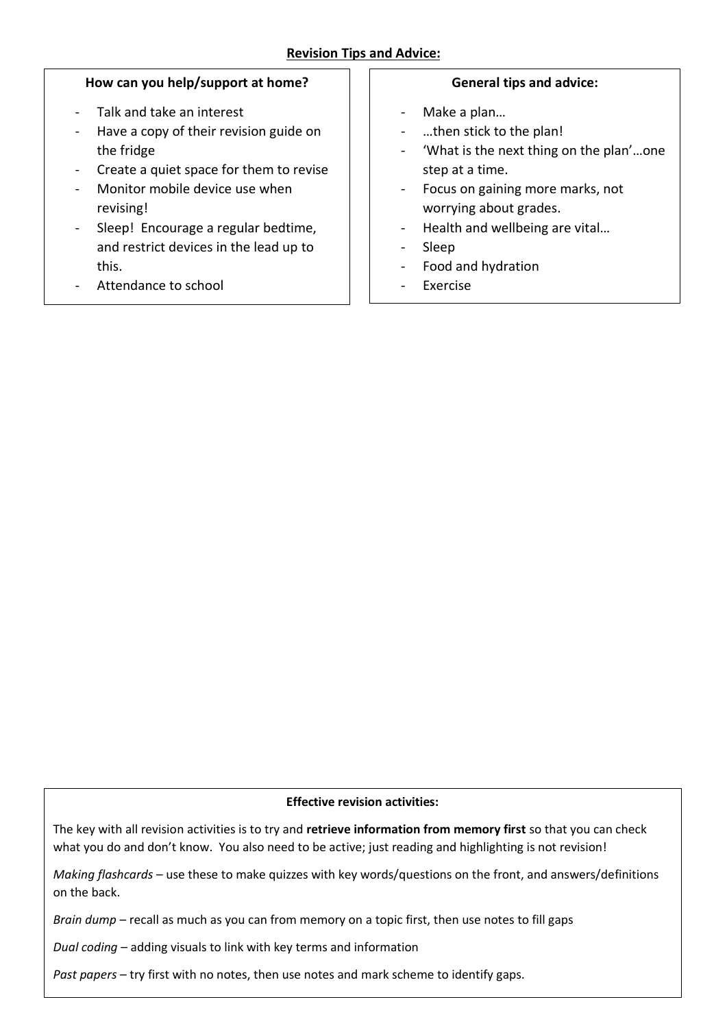## Revision Tips and Advice:

### How can you help/support at home?

- Talk and take an interest
- Have a copy of their revision guide on the fridge
- Create a quiet space for them to revise
- Monitor mobile device use when revising!
- Sleep! Encourage a regular bedtime, and restrict devices in the lead up to this.
- Attendance to school

### General tips and advice:

- Make a plan…
- …then stick to the plan!
- 'What is the next thing on the plan'…one step at a time.
- Focus on gaining more marks, not worrying about grades.
- Health and wellbeing are vital…
- Sleep
- Food and hydration
- Exercise

### Effective revision activities:

The key with all revision activities is to try and **retrieve information from memory first** so that you can check what you do and don't know. You also need to be active; just reading and highlighting is not revision!

*Making flashcards* – use these to make quizzes with key words/questions on the front, and answers/definitions on the back.

*Brain dump* – recall as much as you can from memory on a topic first, then use notes to fill gaps

*Dual coding* – adding visuals to link with key terms and information

*Past papers* – try first with no notes, then use notes and mark scheme to identify gaps.